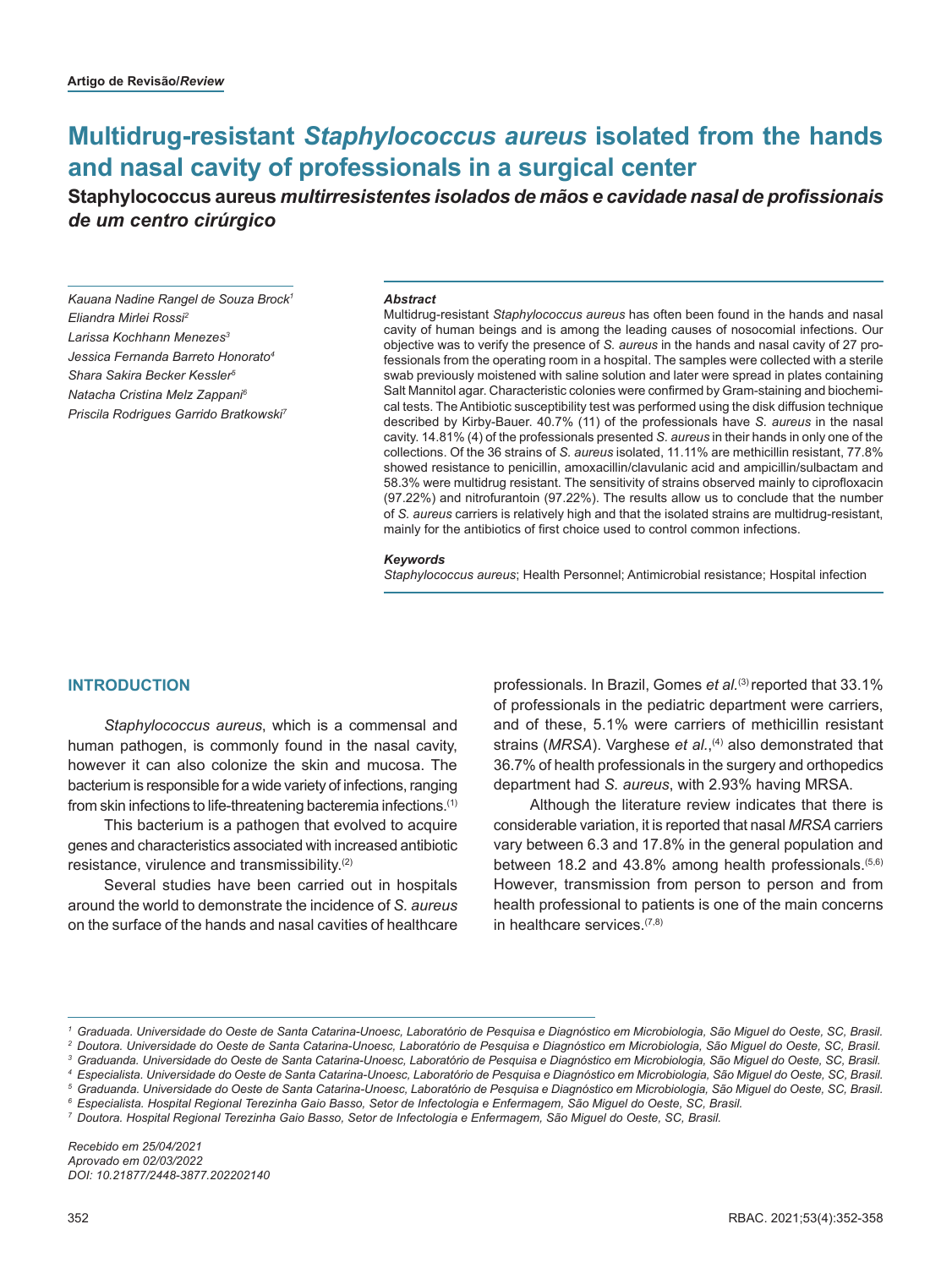**Artigo de Revisão/*Review***

# Multidrug-resistant *Staphylococcus aureus* isolated from the hands and nasal cavity of professionals in a surgical center

## Staphylococcus aureus *multirresistentes isolados de mãos e cavidade nasal de profissionais de um centro cirúrgico*

*Kauana Nadine Rangel de Souza Brock*[1]
*Eliandra Mirlei Rossi*[2]
*Larissa Kochhann Menezes*[3]
*Jessica Fernanda Barreto Honorato*[4]
*Shara Sakira Becker Kessler*[5]
*Natacha Cristina Melz Zappani*[6]
*Priscila Rodrigues Garrido Bratkowski*[7]

***Abstract***

Multidrug-resistant *Staphylococcus aureus* has often been found in the hands and nasal cavity of human beings and is among the leading causes of nosocomial infections. Our objective was to verify the presence of *S. aureus* in the hands and nasal cavity of 27 professionals from the operating room in a hospital. The samples were collected with a sterile swab previously moistened with saline solution and later were spread in plates containing Salt Mannitol agar. Characteristic colonies were confirmed by Gram-staining and biochemical tests. The Antibiotic susceptibility test was performed using the disk diffusion technique described by Kirby-Bauer. 40.7% (11) of the professionals have *S. aureus* in the nasal cavity. 14.81% (4) of the professionals presented *S. aureus* in their hands in only one of the collections. Of the 36 strains of *S. aureus* isolated, 11.11% are methicillin resistant, 77.8% showed resistance to penicillin, amoxacillin/clavulanic acid and ampicillin/sulbactam and 58.3% were multidrug resistant. The sensitivity of strains observed mainly to ciprofloxacin (97.22%) and nitrofurantoin (97.22%). The results allow us to conclude that the number of *S. aureus* carriers is relatively high and that the isolated strains are multidrug-resistant, mainly for the antibiotics of first choice used to control common infections.

***Keywords***

*Staphylococcus aureus*; Health Personnel; Antimicrobial resistance; Hospital infection

## INTRODUCTION

*Staphylococcus aureus*, which is a commensal and human pathogen, is commonly found in the nasal cavity, however it can also colonize the skin and mucosa. The bacterium is responsible for a wide variety of infections, ranging from skin infections to life-threatening bacteremia infections.[1]

This bacterium is a pathogen that evolved to acquire genes and characteristics associated with increased antibiotic resistance, virulence and transmissibility.[2]

Several studies have been carried out in hospitals around the world to demonstrate the incidence of *S. aureus* on the surface of the hands and nasal cavities of healthcare professionals. In Brazil, Gomes *et al.*[3] reported that 33.1% of professionals in the pediatric department were carriers, and of these, 5.1% were carriers of methicillin resistant strains (*MRSA*). Varghese *et al.*,[4] also demonstrated that 36.7% of health professionals in the surgery and orthopedics department had *S. aureus*, with 2.93% having MRSA.

Although the literature review indicates that there is considerable variation, it is reported that nasal *MRSA* carriers vary between 6.3 and 17.8% in the general population and between 18.2 and 43.8% among health professionals.[5,6] However, transmission from person to person and from health professional to patients is one of the main concerns in healthcare services.[7,8]

---

[1] *Graduada. Universidade do Oeste de Santa Catarina-Unoesc, Laboratório de Pesquisa e Diagnóstico em Microbiologia, São Miguel do Oeste, SC, Brasil.*
[2] *Doutora. Universidade do Oeste de Santa Catarina-Unoesc, Laboratório de Pesquisa e Diagnóstico em Microbiologia, São Miguel do Oeste, SC, Brasil.*
[3] *Graduanda. Universidade do Oeste de Santa Catarina-Unoesc, Laboratório de Pesquisa e Diagnóstico em Microbiologia, São Miguel do Oeste, SC, Brasil.*
[4] *Especialista. Universidade do Oeste de Santa Catarina-Unoesc, Laboratório de Pesquisa e Diagnóstico em Microbiologia, São Miguel do Oeste, SC, Brasil.*
[5] *Graduanda. Universidade do Oeste de Santa Catarina-Unoesc, Laboratório de Pesquisa e Diagnóstico em Microbiologia, São Miguel do Oeste, SC, Brasil.*
[6] *Especialista. Hospital Regional Terezinha Gaio Basso, Setor de Infectologia e Enfermagem, São Miguel do Oeste, SC, Brasil.*
[7] *Doutora. Hospital Regional Terezinha Gaio Basso, Setor de Infectologia e Enfermagem, São Miguel do Oeste, SC, Brasil.*

*Recebido em 25/04/2021*
*Aprovado em 02/03/2022*
*DOI: 10.21877/2448-3877.202202140*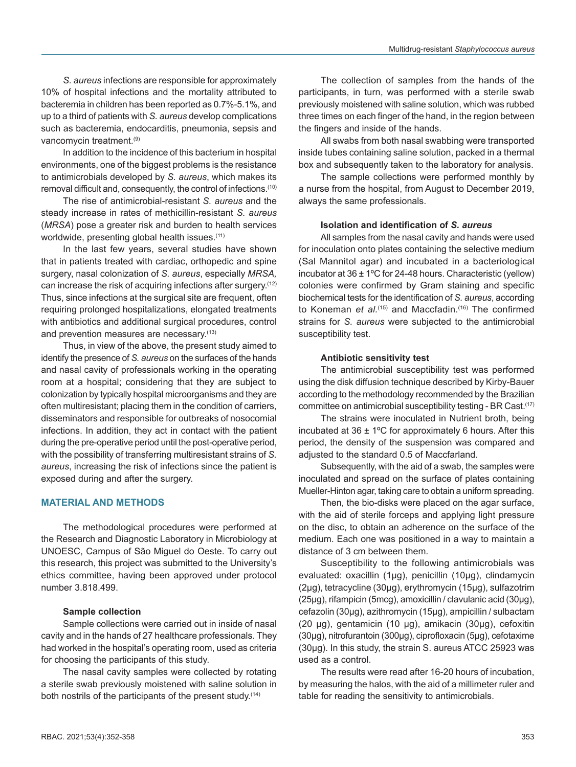*S. aureus* infections are responsible for approximately 10% of hospital infections and the mortality attributed to bacteremia in children has been reported as 0.7%-5.1%, and up to a third of patients with *S. aureus* develop complications such as bacteremia, endocarditis, pneumonia, sepsis and vancomycin treatment.[9]

In addition to the incidence of this bacterium in hospital environments, one of the biggest problems is the resistance to antimicrobials developed by *S. aureus*, which makes its removal difficult and, consequently, the control of infections.[10]

The rise of antimicrobial-resistant *S. aureus* and the steady increase in rates of methicillin-resistant *S. aureus* (*MRSA*) pose a greater risk and burden to health services worldwide, presenting global health issues.[11]

In the last few years, several studies have shown that in patients treated with cardiac, orthopedic and spine surgery, nasal colonization of *S. aureus*, especially *MRSA,* can increase the risk of acquiring infections after surgery.[12] Thus, since infections at the surgical site are frequent, often requiring prolonged hospitalizations, elongated treatments with antibiotics and additional surgical procedures, control and prevention measures are necessary.[13]

Thus, in view of the above, the present study aimed to identify the presence of *S. aureus* on the surfaces of the hands and nasal cavity of professionals working in the operating room at a hospital; considering that they are subject to colonization by typically hospital microorganisms and they are often multiresistant; placing them in the condition of carriers, disseminators and responsible for outbreaks of nosocomial infections. In addition, they act in contact with the patient during the pre-operative period until the post-operative period, with the possibility of transferring multiresistant strains of *S. aureus*, increasing the risk of infections since the patient is exposed during and after the surgery.

## MATERIAL AND METHODS

The methodological procedures were performed at the Research and Diagnostic Laboratory in Microbiology at UNOESC, Campus of São Miguel do Oeste. To carry out this research, this project was submitted to the University's ethics committee, having been approved under protocol number 3.818.499.

### Sample collection

Sample collections were carried out in inside of nasal cavity and in the hands of 27 healthcare professionals. They had worked in the hospital's operating room, used as criteria for choosing the participants of this study.

The nasal cavity samples were collected by rotating a sterile swab previously moistened with saline solution in both nostrils of the participants of the present study.[14]

The collection of samples from the hands of the participants, in turn, was performed with a sterile swab previously moistened with saline solution, which was rubbed three times on each finger of the hand, in the region between the fingers and inside of the hands.

All swabs from both nasal swabbing were transported inside tubes containing saline solution, packed in a thermal box and subsequently taken to the laboratory for analysis.

The sample collections were performed monthly by a nurse from the hospital, from August to December 2019, always the same professionals.

### Isolation and identification of *S. aureus*

All samples from the nasal cavity and hands were used for inoculation onto plates containing the selective medium (Sal Mannitol agar) and incubated in a bacteriological incubator at 36 ± 1ºC for 24-48 hours. Characteristic (yellow) colonies were confirmed by Gram staining and specific biochemical tests for the identification of *S. aureus*, according to Koneman *et al*.[15] and Maccfadin.[16] The confirmed strains for *S. aureus* were subjected to the antimicrobial susceptibility test.

### Antibiotic sensitivity test

The antimicrobial susceptibility test was performed using the disk diffusion technique described by Kirby-Bauer according to the methodology recommended by the Brazilian committee on antimicrobial susceptibility testing - BR Cast.[17]

The strains were inoculated in Nutrient broth, being incubated at 36 ± 1ºC for approximately 6 hours. After this period, the density of the suspension was compared and adjusted to the standard 0.5 of Maccfarland.

Subsequently, with the aid of a swab, the samples were inoculated and spread on the surface of plates containing Mueller-Hinton agar, taking care to obtain a uniform spreading.

Then, the bio-disks were placed on the agar surface, with the aid of sterile forceps and applying light pressure on the disc, to obtain an adherence on the surface of the medium. Each one was positioned in a way to maintain a distance of 3 cm between them.

Susceptibility to the following antimicrobials was evaluated: oxacillin (1µg), penicillin (10µg), clindamycin (2µg), tetracycline (30µg), erythromycin (15µg), sulfazotrim (25µg), rifampicin (5mcg), amoxicillin / clavulanic acid (30µg), cefazolin (30µg), azithromycin (15µg), ampicillin / sulbactam (20 µg), gentamicin (10 µg), amikacin (30µg), cefoxitin (30µg), nitrofurantoin (300µg), ciprofloxacin (5µg), cefotaxime (30µg). In this study, the strain S. aureus ATCC 25923 was used as a control.

The results were read after 16-20 hours of incubation, by measuring the halos, with the aid of a millimeter ruler and table for reading the sensitivity to antimicrobials.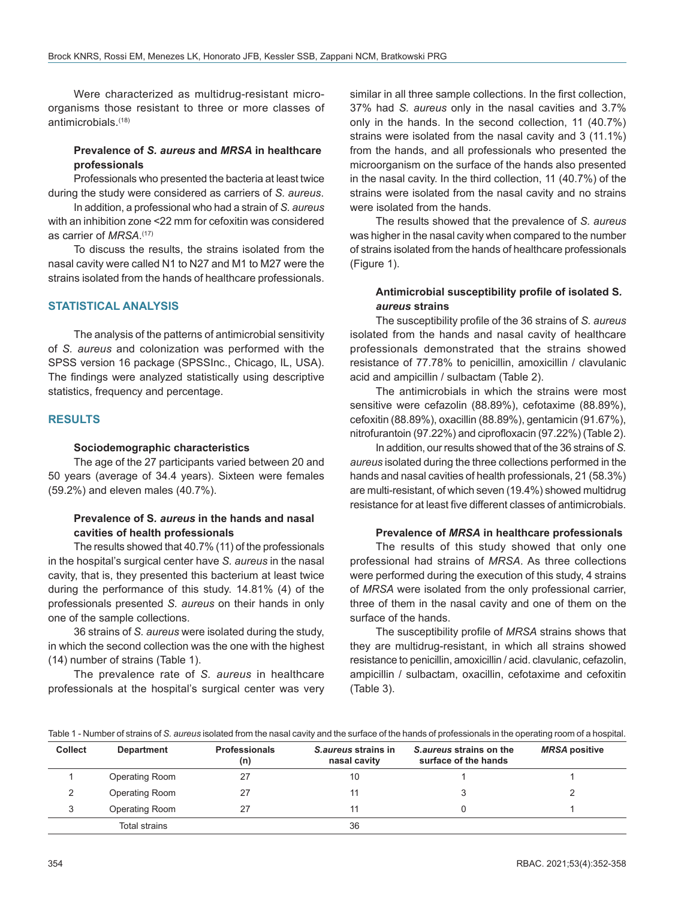Were characterized as multidrug-resistant microorganisms those resistant to three or more classes of antimicrobials.[18]

### Prevalence of *S. aureus* and *MRSA* in healthcare professionals

Professionals who presented the bacteria at least twice during the study were considered as carriers of *S. aureus*.

In addition, a professional who had a strain of *S. aureus* with an inhibition zone <22 mm for cefoxitin was considered as carrier of *MRSA*.[17]

To discuss the results, the strains isolated from the nasal cavity were called N1 to N27 and M1 to M27 were the strains isolated from the hands of healthcare professionals.

## STATISTICAL ANALYSIS

The analysis of the patterns of antimicrobial sensitivity of *S. aureus* and colonization was performed with the SPSS version 16 package (SPSSInc., Chicago, IL, USA). The findings were analyzed statistically using descriptive statistics, frequency and percentage.

## RESULTS

### Sociodemographic characteristics

The age of the 27 participants varied between 20 and 50 years (average of 34.4 years). Sixteen were females (59.2%) and eleven males (40.7%).

### Prevalence of S. *aureus* in the hands and nasal cavities of health professionals

The results showed that 40.7% (11) of the professionals in the hospital's surgical center have *S. aureus* in the nasal cavity, that is, they presented this bacterium at least twice during the performance of this study. 14.81% (4) of the professionals presented *S. aureus* on their hands in only one of the sample collections.

36 strains of *S. aureus* were isolated during the study, in which the second collection was the one with the highest (14) number of strains (Table 1).

The prevalence rate of *S. aureus* in healthcare professionals at the hospital's surgical center was very similar in all three sample collections. In the first collection, 37% had *S. aureus* only in the nasal cavities and 3.7% only in the hands. In the second collection, 11 (40.7%) strains were isolated from the nasal cavity and 3 (11.1%) from the hands, and all professionals who presented the microorganism on the surface of the hands also presented in the nasal cavity. In the third collection, 11 (40.7%) of the strains were isolated from the nasal cavity and no strains were isolated from the hands.

The results showed that the prevalence of *S. aureus* was higher in the nasal cavity when compared to the number of strains isolated from the hands of healthcare professionals (Figure 1).

### Antimicrobial susceptibility profile of isolated S. *aureus* strains

The susceptibility profile of the 36 strains of *S. aureus* isolated from the hands and nasal cavity of healthcare professionals demonstrated that the strains showed resistance of 77.78% to penicillin, amoxicillin / clavulanic acid and ampicillin / sulbactam (Table 2).

The antimicrobials in which the strains were most sensitive were cefazolin (88.89%), cefotaxime (88.89%), cefoxitin (88.89%), oxacillin (88.89%), gentamicin (91.67%), nitrofurantoin (97.22%) and ciprofloxacin (97.22%) (Table 2).

In addition, our results showed that of the 36 strains of *S. aureus* isolated during the three collections performed in the hands and nasal cavities of health professionals, 21 (58.3%) are multi-resistant, of which seven (19.4%) showed multidrug resistance for at least five different classes of antimicrobials.

### Prevalence of *MRSA* in healthcare professionals

The results of this study showed that only one professional had strains of *MRSA*. As three collections were performed during the execution of this study, 4 strains of *MRSA* were isolated from the only professional carrier, three of them in the nasal cavity and one of them on the surface of the hands.

The susceptibility profile of *MRSA* strains shows that they are multidrug-resistant, in which all strains showed resistance to penicillin, amoxicillin / acid. clavulanic, cefazolin, ampicillin / sulbactam, oxacillin, cefotaxime and cefoxitin (Table 3).

Table 1 - Number of strains of *S. aureus* isolated from the nasal cavity and the surface of the hands of professionals in the operating room of a hospital.

| Collect | Department | Professionals (n) | *S.aureus* strains in nasal cavity | *S.aureus* strains on the surface of the hands | *MRSA* positive |
|---|---|---|---|---|---|
| 1 | Operating Room | 27 | 10 | 1 | 1 |
| 2 | Operating Room | 27 | 11 | 3 | 2 |
| 3 | Operating Room | 27 | 11 | 0 | 1 |
| | Total strains | | 36 | | |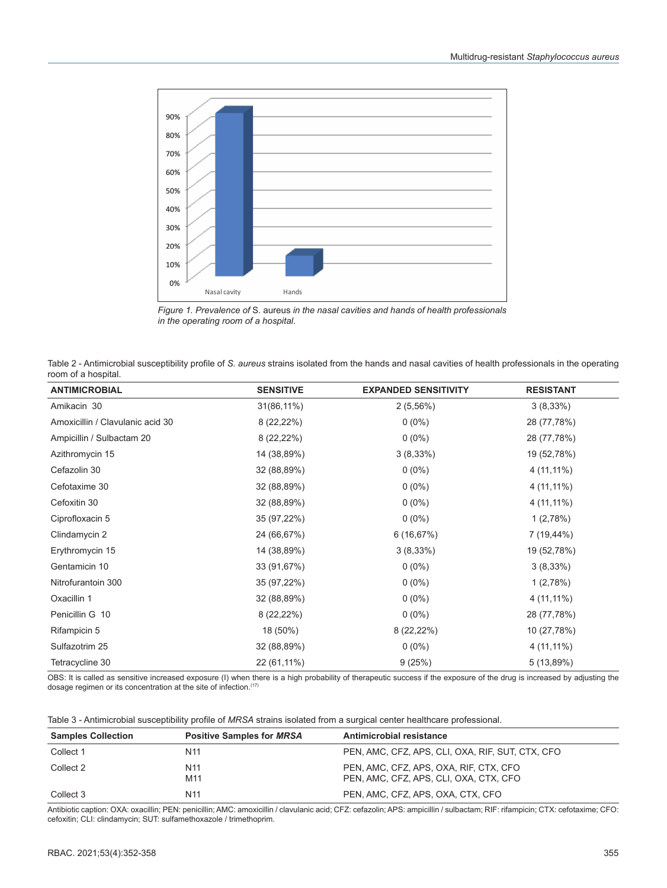*Figure 1. Prevalence of* S. aureus *in the nasal cavities and hands of health professionals in the operating room of a hospital.*

Table 2 - Antimicrobial susceptibility profile of *S. aureus* strains isolated from the hands and nasal cavities of health professionals in the operating room of a hospital.

| ANTIMICROBIAL | SENSITIVE | EXPANDED SENSITIVITY | RESISTANT |
|---|---|---|---|
| Amikacin 30 | 31(86,11%) | 2 (5,56%) | 3 (8,33%) |
| Amoxicillin / Clavulanic acid 30 | 8 (22,22%) | 0 (0%) | 28 (77,78%) |
| Ampicillin / Sulbactam 20 | 8 (22,22%) | 0 (0%) | 28 (77,78%) |
| Azithromycin 15 | 14 (38,89%) | 3 (8,33%) | 19 (52,78%) |
| Cefazolin 30 | 32 (88,89%) | 0 (0%) | 4 (11,11%) |
| Cefotaxime 30 | 32 (88,89%) | 0 (0%) | 4 (11,11%) |
| Cefoxitin 30 | 32 (88,89%) | 0 (0%) | 4 (11,11%) |
| Ciprofloxacin 5 | 35 (97,22%) | 0 (0%) | 1 (2,78%) |
| Clindamycin 2 | 24 (66,67%) | 6 (16,67%) | 7 (19,44%) |
| Erythromycin 15 | 14 (38,89%) | 3 (8,33%) | 19 (52,78%) |
| Gentamicin 10 | 33 (91,67%) | 0 (0%) | 3 (8,33%) |
| Nitrofurantoin 300 | 35 (97,22%) | 0 (0%) | 1 (2,78%) |
| Oxacillin 1 | 32 (88,89%) | 0 (0%) | 4 (11,11%) |
| Penicillin G 10 | 8 (22,22%) | 0 (0%) | 28 (77,78%) |
| Rifampicin 5 | 18 (50%) | 8 (22,22%) | 10 (27,78%) |
| Sulfazotrim 25 | 32 (88,89%) | 0 (0%) | 4 (11,11%) |
| Tetracycline 30 | 22 (61,11%) | 9 (25%) | 5 (13,89%) |

OBS: It is called as sensitive increased exposure (I) when there is a high probability of therapeutic success if the exposure of the drug is increased by adjusting the dosage regimen or its concentration at the site of infection.[17]

Table 3 - Antimicrobial susceptibility profile of *MRSA* strains isolated from a surgical center healthcare professional.

| Samples Collection | Positive Samples for *MRSA* | Antimicrobial resistance |
|---|---|---|
| Collect 1 | N11 | PEN, AMC, CFZ, APS, CLI, OXA, RIF, SUT, CTX, CFO |
| Collect 2 | N11<br>M11 | PEN, AMC, CFZ, APS, OXA, RIF, CTX, CFO<br>PEN, AMC, CFZ, APS, CLI, OXA, CTX, CFO |
| Collect 3 | N11 | PEN, AMC, CFZ, APS, OXA, CTX, CFO |

Antibiotic caption: OXA: oxacillin; PEN: penicillin; AMC: amoxicillin / clavulanic acid; CFZ: cefazolin; APS: ampicillin / sulbactam; RIF: rifampicin; CTX: cefotaxime; CFO: cefoxitin; CLI: clindamycin; SUT: sulfamethoxazole / trimethoprim.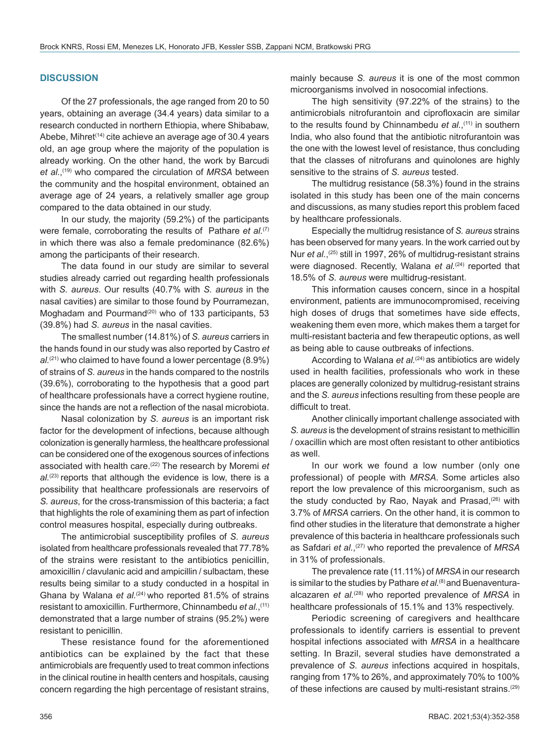## DISCUSSION

Of the 27 professionals, the age ranged from 20 to 50 years, obtaining an average (34.4 years) data similar to a research conducted in northern Ethiopia, where Shibabaw, Abebe, Mihret[14] cite achieve an average age of 30.4 years old, an age group where the majority of the population is already working. On the other hand, the work by Barcudi *et al.*,[19] who compared the circulation of *MRSA* between the community and the hospital environment, obtained an average age of 24 years, a relatively smaller age group compared to the data obtained in our study.

In our study, the majority (59.2%) of the participants were female, corroborating the results of Pathare *et al.*[7] in which there was also a female predominance (82.6%) among the participants of their research.

The data found in our study are similar to several studies already carried out regarding health professionals with *S. aureus*. Our results (40.7% with *S. aureus* in the nasal cavities) are similar to those found by Pourramezan, Moghadam and Pourmand[20] who of 133 participants, 53 (39.8%) had *S. aureus* in the nasal cavities.

The smallest number (14.81%) of *S. aureus* carriers in the hands found in our study was also reported by Castro *et al.*[21] who claimed to have found a lower percentage (8.9%) of strains of *S. aureus* in the hands compared to the nostrils (39.6%), corroborating to the hypothesis that a good part of healthcare professionals have a correct hygiene routine, since the hands are not a reflection of the nasal microbiota.

Nasal colonization by *S. aureus* is an important risk factor for the development of infections, because although colonization is generally harmless, the healthcare professional can be considered one of the exogenous sources of infections associated with health care.[22] The research by Moremi *et al.*[23] reports that although the evidence is low, there is a possibility that healthcare professionals are reservoirs of *S. aureus*, for the cross-transmission of this bacteria; a fact that highlights the role of examining them as part of infection control measures hospital, especially during outbreaks.

The antimicrobial susceptibility profiles of *S. aureus* isolated from healthcare professionals revealed that 77.78% of the strains were resistant to the antibiotics penicillin, amoxicillin / clavulanic acid and ampicillin / sulbactam, these results being similar to a study conducted in a hospital in Ghana by Walana *et al.*[24] who reported 81.5% of strains resistant to amoxicillin. Furthermore, Chinnambedu *et al.*,[11] demonstrated that a large number of strains (95.2%) were resistant to penicillin.

These resistance found for the aforementioned antibiotics can be explained by the fact that these antimicrobials are frequently used to treat common infections in the clinical routine in health centers and hospitals, causing concern regarding the high percentage of resistant strains, mainly because *S. aureus* it is one of the most common microorganisms involved in nosocomial infections.

The high sensitivity (97.22% of the strains) to the antimicrobials nitrofurantoin and ciprofloxacin are similar to the results found by Chinnambedu *et al.*,[11] in southern India, who also found that the antibiotic nitrofurantoin was the one with the lowest level of resistance, thus concluding that the classes of nitrofurans and quinolones are highly sensitive to the strains of *S. aureus* tested.

The multidrug resistance (58.3%) found in the strains isolated in this study has been one of the main concerns and discussions, as many studies report this problem faced by healthcare professionals.

Especially the multidrug resistance of *S. aureus* strains has been observed for many years. In the work carried out by Nur *et al.*,[25] still in 1997, 26% of multidrug-resistant strains were diagnosed. Recently, Walana *et al.*[24] reported that 18.5% of *S. aureus* were multidrug-resistant.

This information causes concern, since in a hospital environment, patients are immunocompromised, receiving high doses of drugs that sometimes have side effects, weakening them even more, which makes them a target for multi-resistant bacteria and few therapeutic options, as well as being able to cause outbreaks of infections.

According to Walana *et al.*[24] as antibiotics are widely used in health facilities, professionals who work in these places are generally colonized by multidrug-resistant strains and the *S. aureus* infections resulting from these people are difficult to treat.

Another clinically important challenge associated with *S. aureus* is the development of strains resistant to methicillin / oxacillin which are most often resistant to other antibiotics as well.

In our work we found a low number (only one professional) of people with *MRSA*. Some articles also report the low prevalence of this microorganism, such as the study conducted by Rao, Nayak and Prasad,[26] with 3.7% of *MRSA* carriers. On the other hand, it is common to find other studies in the literature that demonstrate a higher prevalence of this bacteria in healthcare professionals such as Safdari *et al.*,[27] who reported the prevalence of *MRSA* in 31% of professionals.

The prevalence rate (11.11%) of *MRSA* in our research is similar to the studies by Pathare *et al.*[8] and Buenaventura-alcazaren *et al.*[28] who reported prevalence of *MRSA* in healthcare professionals of 15.1% and 13% respectively.

Periodic screening of caregivers and healthcare professionals to identify carriers is essential to prevent hospital infections associated with *MRSA* in a healthcare setting. In Brazil, several studies have demonstrated a prevalence of *S. aureus* infections acquired in hospitals, ranging from 17% to 26%, and approximately 70% to 100% of these infections are caused by multi-resistant strains.[29]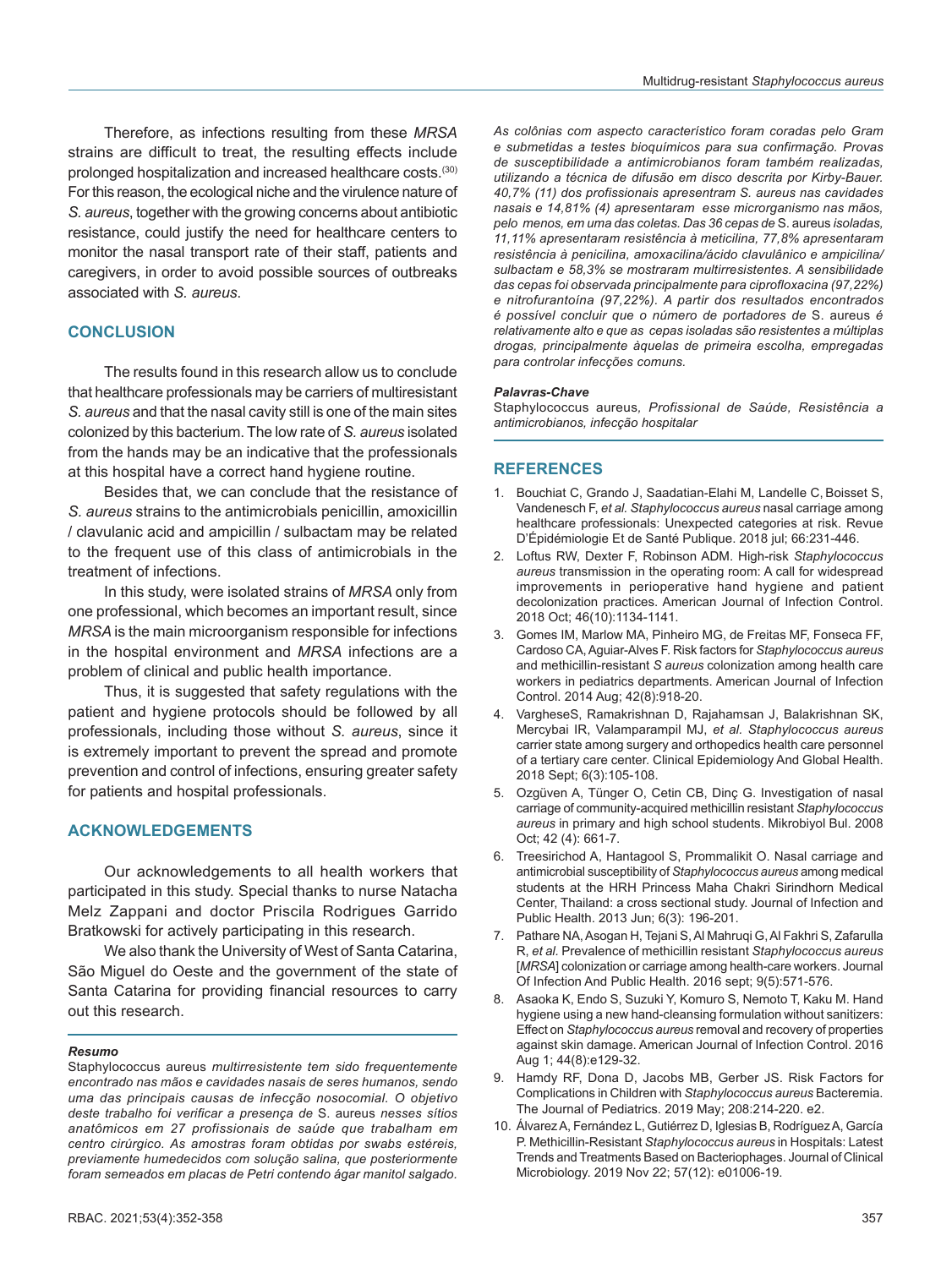Therefore, as infections resulting from these *MRSA* strains are difficult to treat, the resulting effects include prolonged hospitalization and increased healthcare costs.[30] For this reason, the ecological niche and the virulence nature of *S. aureus*, together with the growing concerns about antibiotic resistance, could justify the need for healthcare centers to monitor the nasal transport rate of their staff, patients and caregivers, in order to avoid possible sources of outbreaks associated with *S. aureus*.

## CONCLUSION

The results found in this research allow us to conclude that healthcare professionals may be carriers of multiresistant *S. aureus* and that the nasal cavity still is one of the main sites colonized by this bacterium. The low rate of *S. aureus* isolated from the hands may be an indicative that the professionals at this hospital have a correct hand hygiene routine.

Besides that, we can conclude that the resistance of *S. aureus* strains to the antimicrobials penicillin, amoxicillin / clavulanic acid and ampicillin / sulbactam may be related to the frequent use of this class of antimicrobials in the treatment of infections.

In this study, were isolated strains of *MRSA* only from one professional, which becomes an important result, since *MRSA* is the main microorganism responsible for infections in the hospital environment and *MRSA* infections are a problem of clinical and public health importance.

Thus, it is suggested that safety regulations with the patient and hygiene protocols should be followed by all professionals, including those without *S. aureus*, since it is extremely important to prevent the spread and promote prevention and control of infections, ensuring greater safety for patients and hospital professionals.

## ACKNOWLEDGEMENTS

Our acknowledgements to all health workers that participated in this study. Special thanks to nurse Natacha Melz Zappani and doctor Priscila Rodrigues Garrido Bratkowski for actively participating in this research.

We also thank the University of West of Santa Catarina, São Miguel do Oeste and the government of the state of Santa Catarina for providing financial resources to carry out this research.

***Resumo***

Staphylococcus aureus *multirresistente tem sido frequentemente encontrado nas mãos e cavidades nasais de seres humanos, sendo uma das principais causas de infecção nosocomial. O objetivo deste trabalho foi verificar a presença de* S. aureus *nesses sítios anatômicos em 27 profissionais de saúde que trabalham em centro cirúrgico. As amostras foram obtidas por swabs estéreis, previamente humedecidos com solução salina, que posteriormente foram semeados em placas de Petri contendo ágar manitol salgado. As colônias com aspecto característico foram coradas pelo Gram e submetidas a testes bioquímicos para sua confirmação. Provas de susceptibilidade a antimicrobianos foram também realizadas, utilizando a técnica de difusão em disco descrita por Kirby-Bauer. 40,7% (11) dos profissionais apresentram S. aureus nas cavidades nasais e 14,81% (4) apresentaram esse microrganismo nas mãos, pelo menos, em uma das coletas. Das 36 cepas de* S. aureus *isoladas, 11,11% apresentaram resistência à meticilina, 77,8% apresentaram resistência à penicilina, amoxacilina/ácido clavulânico e ampicilina/sulbactam e 58,3% se mostraram multirresistentes. A sensibilidade das cepas foi observada principalmente para ciprofloxacina (97,22%) e nitrofurantoína (97,22%). A partir dos resultados encontrados é possível concluir que o número de portadores de* S. aureus *é relativamente alto e que as cepas isoladas são resistentes a múltiplas drogas, principalmente àquelas de primeira escolha, empregadas para controlar infecções comuns.*

***Palavras-Chave***

Staphylococcus aureus*, Profissional de Saúde, Resistência a antimicrobianos, infecção hospitalar*

## REFERENCES

1. Bouchiat C, Grando J, Saadatian-Elahi M, Landelle C, Boisset S, Vandenesch F, *et al. Staphylococcus aureus* nasal carriage among healthcare professionals: Unexpected categories at risk. Revue D'Épidémiologie Et de Santé Publique. 2018 jul; 66:231-446.
2. Loftus RW, Dexter F, Robinson ADM. High-risk *Staphylococcus aureus* transmission in the operating room: A call for widespread improvements in perioperative hand hygiene and patient decolonization practices. American Journal of Infection Control. 2018 Oct; 46(10):1134-1141.
3. Gomes IM, Marlow MA, Pinheiro MG, de Freitas MF, Fonseca FF, Cardoso CA, Aguiar-Alves F. Risk factors for *Staphylococcus aureus* and methicillin-resistant *S aureus* colonization among health care workers in pediatrics departments. American Journal of Infection Control. 2014 Aug; 42(8):918-20.
4. VargheseS, Ramakrishnan D, Rajahamsan J, Balakrishnan SK, Mercybai IR, Valamparampil MJ, *et al. Staphylococcus aureus* carrier state among surgery and orthopedics health care personnel of a tertiary care center. Clinical Epidemiology And Global Health. 2018 Sept; 6(3):105-108.
5. Ozgüven A, Tünger O, Cetin CB, Dinç G. Investigation of nasal carriage of community-acquired methicillin resistant *Staphylococcus aureus* in primary and high school students. Mikrobiyol Bul. 2008 Oct; 42 (4): 661-7.
6. Treesirichod A, Hantagool S, Prommalikit O. Nasal carriage and antimicrobial susceptibility of *Staphylococcus aureus* among medical students at the HRH Princess Maha Chakri Sirindhorn Medical Center, Thailand: a cross sectional study. Journal of Infection and Public Health. 2013 Jun; 6(3): 196-201.
7. Pathare NA, Asogan H, Tejani S, Al Mahruqi G, Al Fakhri S, Zafarulla R, *et al.* Prevalence of methicillin resistant *Staphylococcus aureus* [*MRSA*] colonization or carriage among health-care workers. Journal Of Infection And Public Health. 2016 sept; 9(5):571-576.
8. Asaoka K, Endo S, Suzuki Y, Komuro S, Nemoto T, Kaku M. Hand hygiene using a new hand-cleansing formulation without sanitizers: Effect on *Staphylococcus aureus* removal and recovery of properties against skin damage. American Journal of Infection Control. 2016 Aug 1; 44(8):e129-32.
9. Hamdy RF, Dona D, Jacobs MB, Gerber JS. Risk Factors for Complications in Children with *Staphylococcus aureus* Bacteremia. The Journal of Pediatrics. 2019 May; 208:214-220. e2.
10. Álvarez A, Fernández L, Gutiérrez D, Iglesias B, Rodríguez A, García P. Methicillin-Resistant *Staphylococcus aureus* in Hospitals: Latest Trends and Treatments Based on Bacteriophages. Journal of Clinical Microbiology. 2019 Nov 22; 57(12): e01006-19.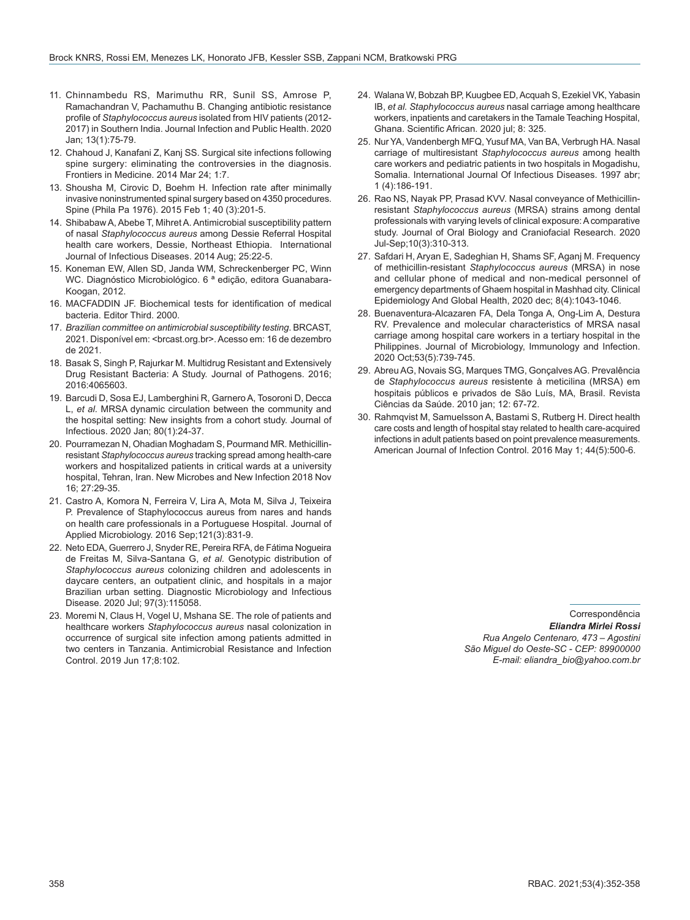11. Chinnambedu RS, Marimuthu RR, Sunil SS, Amrose P, Ramachandran V, Pachamuthu B. Changing antibiotic resistance profile of *Staphylococcus aureus* isolated from HIV patients (2012-2017) in Southern India. Journal Infection and Public Health. 2020 Jan; 13(1):75-79.
12. Chahoud J, Kanafani Z, Kanj SS. Surgical site infections following spine surgery: eliminating the controversies in the diagnosis. Frontiers in Medicine. 2014 Mar 24; 1:7.
13. Shousha M, Cirovic D, Boehm H. Infection rate after minimally invasive noninstrumented spinal surgery based on 4350 procedures. Spine (Phila Pa 1976). 2015 Feb 1; 40 (3):201-5.
14. Shibabaw A, Abebe T, Mihret A. Antimicrobial susceptibility pattern of nasal *Staphylococcus aureus* among Dessie Referral Hospital health care workers, Dessie, Northeast Ethiopia. International Journal of Infectious Diseases. 2014 Aug; 25:22-5.
15. Koneman EW, Allen SD, Janda WM, Schreckenberger PC, Winn WC. Diagnóstico Microbiológico. 6 ª edição, editora Guanabara-Koogan, 2012.
16. MACFADDIN JF. Biochemical tests for identification of medical bacteria. Editor Third. 2000.
17. *Brazilian committee on antimicrobial susceptibility testing*. BRCAST, 2021. Disponível em: <brcast.org.br>. Acesso em: 16 de dezembro de 2021.
18. Basak S, Singh P, Rajurkar M. Multidrug Resistant and Extensively Drug Resistant Bacteria: A Study. Journal of Pathogens. 2016; 2016:4065603.
19. Barcudi D, Sosa EJ, Lamberghini R, Garnero A, Tosoroni D, Decca L, *et al.* MRSA dynamic circulation between the community and the hospital setting: New insights from a cohort study. Journal of Infectious. 2020 Jan; 80(1):24-37.
20. Pourramezan N, Ohadian Moghadam S, Pourmand MR. Methicillin-resistant *Staphylococcus aureus* tracking spread among health-care workers and hospitalized patients in critical wards at a university hospital, Tehran, Iran. New Microbes and New Infection 2018 Nov 16; 27:29-35.
21. Castro A, Komora N, Ferreira V, Lira A, Mota M, Silva J, Teixeira P. Prevalence of Staphylococcus aureus from nares and hands on health care professionals in a Portuguese Hospital. Journal of Applied Microbiology. 2016 Sep;121(3):831-9.
22. Neto EDA, Guerrero J, Snyder RE, Pereira RFA, de Fátima Nogueira de Freitas M, Silva-Santana G, *et al.* Genotypic distribution of *Staphylococcus aureus* colonizing children and adolescents in daycare centers, an outpatient clinic, and hospitals in a major Brazilian urban setting. Diagnostic Microbiology and Infectious Disease. 2020 Jul; 97(3):115058.
23. Moremi N, Claus H, Vogel U, Mshana SE. The role of patients and healthcare workers *Staphylococcus aureus* nasal colonization in occurrence of surgical site infection among patients admitted in two centers in Tanzania. Antimicrobial Resistance and Infection Control. 2019 Jun 17;8:102.
24. Walana W, Bobzah BP, Kuugbee ED, Acquah S, Ezekiel VK, Yabasin IB, *et al. Staphylococcus aureus* nasal carriage among healthcare workers, inpatients and caretakers in the Tamale Teaching Hospital, Ghana. Scientific African. 2020 jul; 8: 325.
25. Nur YA, Vandenbergh MFQ, Yusuf MA, Van BA, Verbrugh HA. Nasal carriage of multiresistant *Staphylococcus aureus* among health care workers and pediatric patients in two hospitals in Mogadishu, Somalia. International Journal Of Infectious Diseases. 1997 abr; 1 (4):186-191.
26. Rao NS, Nayak PP, Prasad KVV. Nasal conveyance of Methicillin-resistant *Staphylococcus aureus* (MRSA) strains among dental professionals with varying levels of clinical exposure: A comparative study. Journal of Oral Biology and Craniofacial Research. 2020 Jul-Sep;10(3):310-313.
27. Safdari H, Aryan E, Sadeghian H, Shams SF, Aganj M. Frequency of methicillin-resistant *Staphylococcus aureus* (MRSA) in nose and cellular phone of medical and non-medical personnel of emergency departments of Ghaem hospital in Mashhad city. Clinical Epidemiology And Global Health, 2020 dec; 8(4):1043-1046.
28. Buenaventura-Alcazaren FA, Dela Tonga A, Ong-Lim A, Destura RV. Prevalence and molecular characteristics of MRSA nasal carriage among hospital care workers in a tertiary hospital in the Philippines. Journal of Microbiology, Immunology and Infection. 2020 Oct;53(5):739-745.
29. Abreu AG, Novais SG, Marques TMG, Gonçalves AG. Prevalência de *Staphylococcus aureus* resistente à meticilina (MRSA) em hospitais públicos e privados de São Luís, MA, Brasil. Revista Ciências da Saúde. 2010 jan; 12: 67-72.
30. Rahmqvist M, Samuelsson A, Bastami S, Rutberg H. Direct health care costs and length of hospital stay related to health care-acquired infections in adult patients based on point prevalence measurements. American Journal of Infection Control. 2016 May 1; 44(5):500-6.

Correspondência
***Eliandra Mirlei Rossi***
*Rua Angelo Centenaro, 473 – Agostini*
*São Miguel do Oeste-SC - CEP: 89900000*
*E-mail: eliandra_bio@yahoo.com.br*